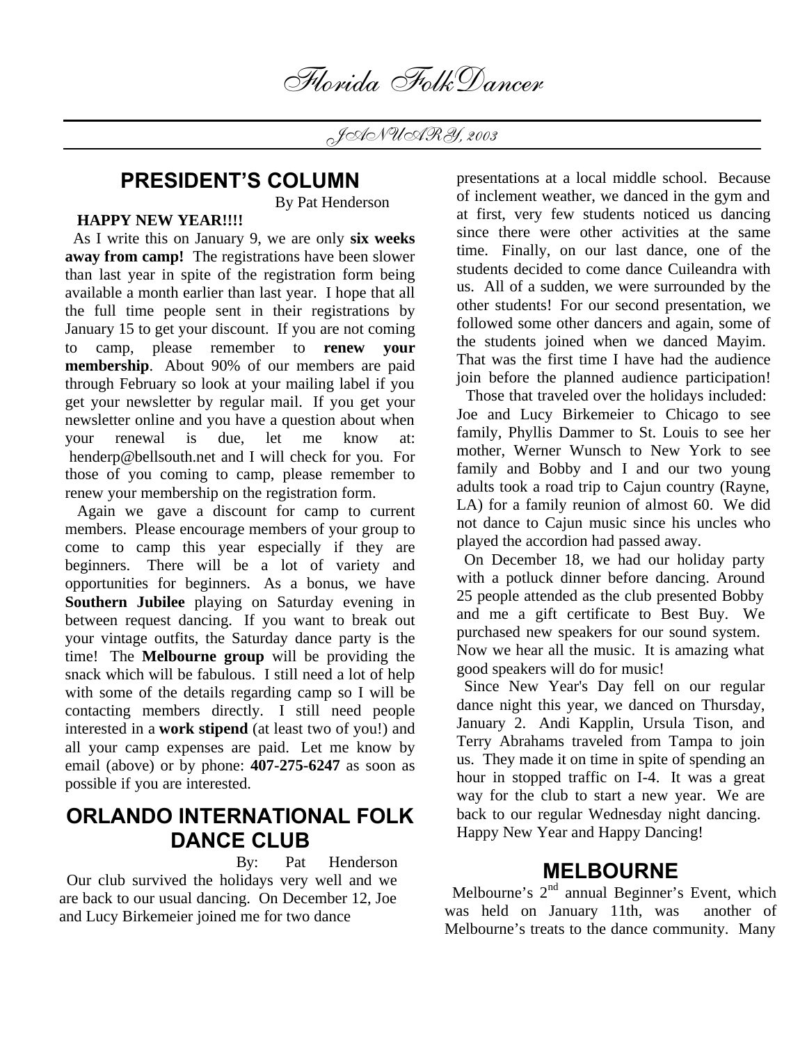# Florida FolkDancer

*JANUARY, 2003*

## PRESIDENT'S COLUMN

By Pat Henderson

**HAPPY NEW YEAR!!!!**

As I write this on January 9, we are only **six weeks away from camp!** The registrations have been slower than last year in spite of the registration form being available a month earlier than last year. I hope that all the full time people sent in their registrations by January 15 to get your discount. If you are not coming to camp, please remember to **renew your membership**. About 90% of our members are paid through February so look at your mailing label if you get your newsletter by regular mail. If you get your newsletter online and you have a question about when your renewal is due, let me know at: henderp@bellsouth.net and I will check for you. For those of you coming to camp, please remember to renew your membership on the registration form.

Again we gave a discount for camp to current members. Please encourage members of your group to come to camp this year especially if they are beginners. There will be a lot of variety and opportunities for beginners. As a bonus, we have **Southern Jubilee** playing on Saturday evening in between request dancing. If you want to break out your vintage outfits, the Saturday dance party is the time! The **Melbourne group** will be providing the snack which will be fabulous. I still need a lot of help with some of the details regarding camp so I will be contacting members directly. I still need people interested in a **work stipend** (at least two of you!) and all your camp expenses are paid. Let me know by email (above) or by phone: **407-275-6247** as soon as possible if you are interested.

## ORLANDO INTERNATIONAL FOLK DANCE CLUB

By: Pat Henderson

Our club survived the holidays very well and we are back to our usual dancing. On December 12, Joe and Lucy Birkemeier joined me for two dance presentations at a local middle school. Because of inclement weather, we danced in the gym and at first, very few students noticed us dancing since there were other activities at the same time. Finally, on our last dance, one of the students decided to come dance Cuileandra with us. All of a sudden, we were surrounded by the other students! For our second presentation, we followed some other dancers and again, some of the students joined when we danced Mayim. That was the first time I have had the audience join before the planned audience participation!

Those that traveled over the holidays included: Joe and Lucy Birkemeier to Chicago to see family, Phyllis Dammer to St. Louis to see her mother, Werner Wunsch to New York to see family and Bobby and I and our two young adults took a road trip to Cajun country (Rayne, LA) for a family reunion of almost 60. We did not dance to Cajun music since his uncles who played the accordion had passed away.

On December 18, we had our holiday party with a potluck dinner before dancing. Around 25 people attended as the club presented Bobby and me a gift certificate to Best Buy. We purchased new speakers for our sound system. Now we hear all the music. It is amazing what good speakers will do for music!

Since New Year's Day fell on our regular dance night this year, we danced on Thursday, January 2. Andi Kapplin, Ursula Tison, and Terry Abrahams traveled from Tampa to join us. They made it on time in spite of spending an hour in stopped traffic on I-4. It was a great way for the club to start a new year. We are back to our regular Wednesday night dancing. Happy New Year and Happy Dancing!

## MELBOURNE

Melbourne's 2nd annual Beginner's Event, which was held on January 11th, was another of Melbourne's treats to the dance community. Many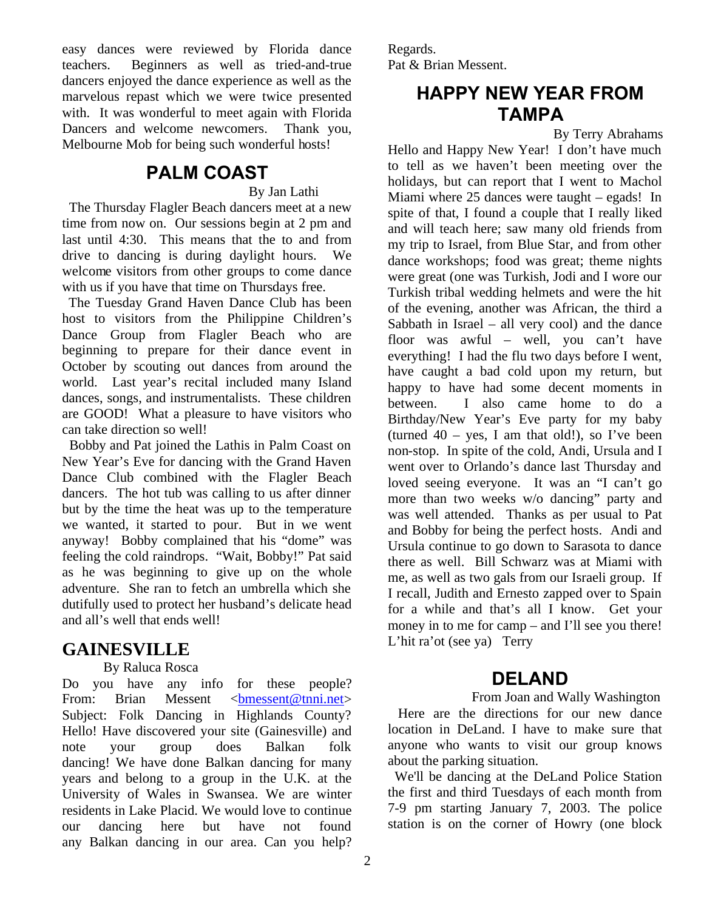easy dances were reviewed by Florida dance teachers. Beginners as well as tried-and-true dancers enjoyed the dance experience as well as the marvelous repast which we were twice presented with. It was wonderful to meet again with Florida Dancers and welcome newcomers. Thank you, Melbourne Mob for being such wonderful hosts!

## PALM COAST

By Jan Lathi

The Thursday Flagler Beach dancers meet at a new time from now on. Our sessions begin at 2 pm and last until 4:30. This means that the to and from drive to dancing is during daylight hours. We welcome visitors from other groups to come dance with us if you have that time on Thursdays free.

The Tuesday Grand Haven Dance Club has been host to visitors from the Philippine Children's Dance Group from Flagler Beach who are beginning to prepare for their dance event in October by scouting out dances from around the world. Last year's recital included many Island dances, songs, and instrumentalists. These children are GOOD! What a pleasure to have visitors who can take direction so well!

Bobby and Pat joined the Lathis in Palm Coast on New Year's Eve for dancing with the Grand Haven Dance Club combined with the Flagler Beach dancers. The hot tub was calling to us after dinner but by the time the heat was up to the temperature we wanted, it started to pour. But in we went anyway! Bobby complained that his "dome" was feeling the cold raindrops. "Wait, Bobby!" Pat said as he was beginning to give up on the whole adventure. She ran to fetch an umbrella which she dutifully used to protect her husband's delicate head and all's well that ends well!

## GAINESVILLE

By Raluca Rosca

Do you have any info for these people?
From: Brian Messent <bmessent@tnni.net>
Subject: Folk Dancing in Highlands County?
Hello! Have discovered your site (Gainesville) and note your group does Balkan folk dancing! We have done Balkan dancing for many years and belong to a group in the U.K. at the University of Wales in Swansea. We are winter residents in Lake Placid. We would love to continue our dancing here but have not found any Balkan dancing in our area. Can you help?
Regards.
Pat & Brian Messent.

## HAPPY NEW YEAR FROM TAMPA

By Terry Abrahams

Hello and Happy New Year! I don't have much to tell as we haven't been meeting over the holidays, but can report that I went to Machol Miami where 25 dances were taught – egads! In spite of that, I found a couple that I really liked and will teach here; saw many old friends from my trip to Israel, from Blue Star, and from other dance workshops; food was great; theme nights were great (one was Turkish, Jodi and I wore our Turkish tribal wedding helmets and were the hit of the evening, another was African, the third a Sabbath in Israel – all very cool) and the dance floor was awful – well, you can't have everything! I had the flu two days before I went, have caught a bad cold upon my return, but happy to have had some decent moments in between. I also came home to do a Birthday/New Year's Eve party for my baby (turned 40 – yes, I am that old!), so I've been non-stop. In spite of the cold, Andi, Ursula and I went over to Orlando's dance last Thursday and loved seeing everyone. It was an "I can't go more than two weeks w/o dancing" party and was well attended. Thanks as per usual to Pat and Bobby for being the perfect hosts. Andi and Ursula continue to go down to Sarasota to dance there as well. Bill Schwarz was at Miami with me, as well as two gals from our Israeli group. If I recall, Judith and Ernesto zapped over to Spain for a while and that's all I know. Get your money in to me for camp – and I'll see you there!
L'hit ra'ot (see ya) Terry

## DELAND

From Joan and Wally Washington

Here are the directions for our new dance location in DeLand. I have to make sure that anyone who wants to visit our group knows about the parking situation.

We'll be dancing at the DeLand Police Station the first and third Tuesdays of each month from 7-9 pm starting January 7, 2003. The police station is on the corner of Howry (one block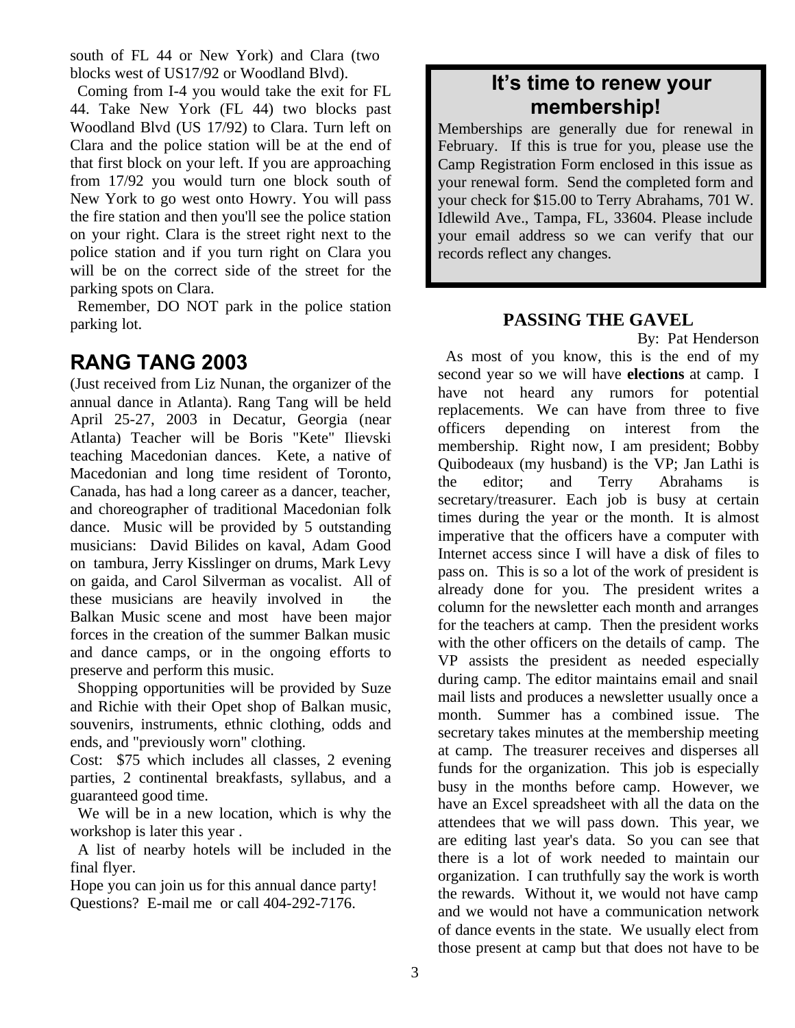south of FL 44 or New York) and Clara (two blocks west of US17/92 or Woodland Blvd).

Coming from I-4 you would take the exit for FL 44. Take New York (FL 44) two blocks past Woodland Blvd (US 17/92) to Clara. Turn left on Clara and the police station will be at the end of that first block on your left. If you are approaching from 17/92 you would turn one block south of New York to go west onto Howry. You will pass the fire station and then you'll see the police station on your right. Clara is the street right next to the police station and if you turn right on Clara you will be on the correct side of the street for the parking spots on Clara.

Remember, DO NOT park in the police station parking lot.

## RANG TANG 2003

(Just received from Liz Nunan, the organizer of the annual dance in Atlanta). Rang Tang will be held April 25-27, 2003 in Decatur, Georgia (near Atlanta) Teacher will be Boris "Kete" Ilievski teaching Macedonian dances. Kete, a native of Macedonian and long time resident of Toronto, Canada, has had a long career as a dancer, teacher, and choreographer of traditional Macedonian folk dance. Music will be provided by 5 outstanding musicians: David Bilides on kaval, Adam Good on tambura, Jerry Kisslinger on drums, Mark Levy on gaida, and Carol Silverman as vocalist. All of these musicians are heavily involved in the Balkan Music scene and most have been major forces in the creation of the summer Balkan music and dance camps, or in the ongoing efforts to preserve and perform this music.

Shopping opportunities will be provided by Suze and Richie with their Opet shop of Balkan music, souvenirs, instruments, ethnic clothing, odds and ends, and "previously worn" clothing.

Cost: $75 which includes all classes, 2 evening parties, 2 continental breakfasts, syllabus, and a guaranteed good time.

We will be in a new location, which is why the workshop is later this year .

A list of nearby hotels will be included in the final flyer.

Hope you can join us for this annual dance party!
Questions? E-mail me or call 404-292-7176.

## It's time to renew your membership!

Memberships are generally due for renewal in February. If this is true for you, please use the Camp Registration Form enclosed in this issue as your renewal form. Send the completed form and your check for $15.00 to Terry Abrahams, 701 W. Idlewild Ave., Tampa, FL, 33604. Please include your email address so we can verify that our records reflect any changes.

### PASSING THE GAVEL

By: Pat Henderson

As most of you know, this is the end of my second year so we will have **elections** at camp. I have not heard any rumors for potential replacements. We can have from three to five officers depending on interest from the membership. Right now, I am president; Bobby Quibodeaux (my husband) is the VP; Jan Lathi is the editor; and Terry Abrahams is secretary/treasurer. Each job is busy at certain times during the year or the month. It is almost imperative that the officers have a computer with Internet access since I will have a disk of files to pass on. This is so a lot of the work of president is already done for you. The president writes a column for the newsletter each month and arranges for the teachers at camp. Then the president works with the other officers on the details of camp. The VP assists the president as needed especially during camp. The editor maintains email and snail mail lists and produces a newsletter usually once a month. Summer has a combined issue. The secretary takes minutes at the membership meeting at camp. The treasurer receives and disperses all funds for the organization. This job is especially busy in the months before camp. However, we have an Excel spreadsheet with all the data on the attendees that we will pass down. This year, we are editing last year's data. So you can see that there is a lot of work needed to maintain our organization. I can truthfully say the work is worth the rewards. Without it, we would not have camp and we would not have a communication network of dance events in the state. We usually elect from those present at camp but that does not have to be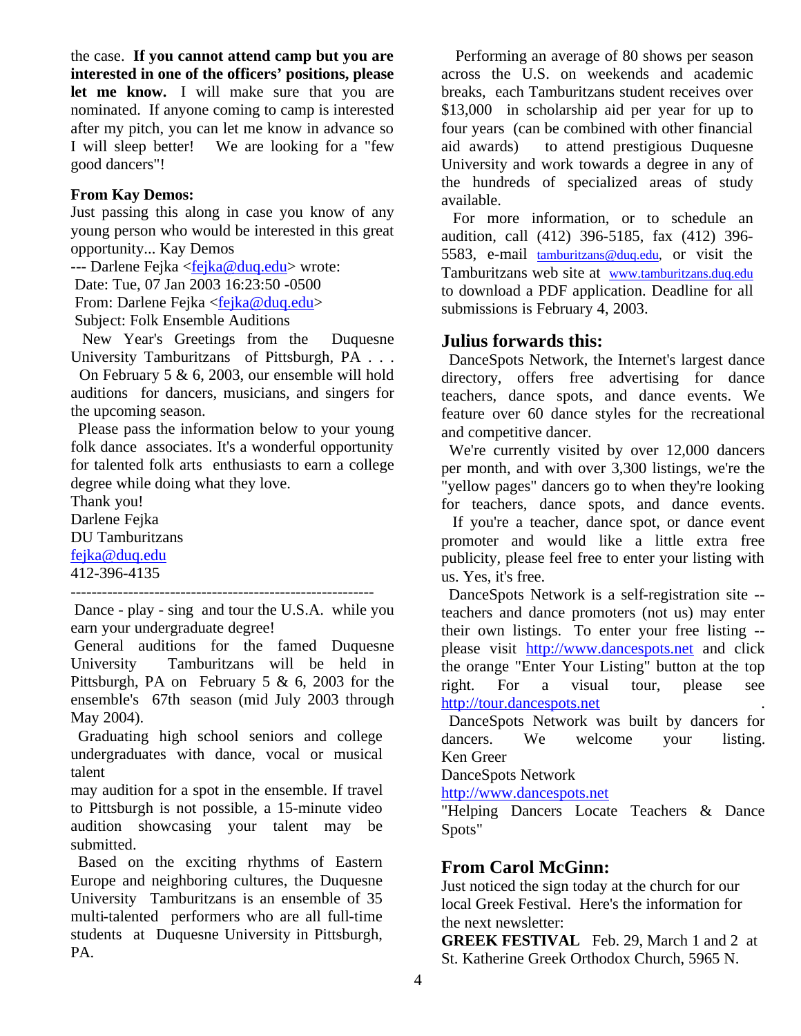the case. **If you cannot attend camp but you are interested in one of the officers' positions, please let me know.** I will make sure that you are nominated. If anyone coming to camp is interested after my pitch, you can let me know in advance so I will sleep better! We are looking for a "few good dancers"!

**From Kay Demos:**

Just passing this along in case you know of any young person who would be interested in this great opportunity... Kay Demos

--- Darlene Fejka <fejka@duq.edu> wrote:
Date: Tue, 07 Jan 2003 16:23:50 -0500
From: Darlene Fejka <fejka@duq.edu>
Subject: Folk Ensemble Auditions

New Year's Greetings from the Duquesne University Tamburitzans of Pittsburgh, PA . . .

On February 5 & 6, 2003, our ensemble will hold auditions for dancers, musicians, and singers for the upcoming season.

Please pass the information below to your young folk dance associates. It's a wonderful opportunity for talented folk arts enthusiasts to earn a college degree while doing what they love.

Thank you!
Darlene Fejka
DU Tamburitzans
fejka@duq.edu
412-396-4135

----------------------------------------------------------

Dance - play - sing and tour the U.S.A. while you earn your undergraduate degree!

General auditions for the famed Duquesne University Tamburitzans will be held in Pittsburgh, PA on February 5 & 6, 2003 for the ensemble's 67th season (mid July 2003 through May 2004).

Graduating high school seniors and college undergraduates with dance, vocal or musical talent
may audition for a spot in the ensemble. If travel to Pittsburgh is not possible, a 15-minute video audition showcasing your talent may be submitted.

Based on the exciting rhythms of Eastern Europe and neighboring cultures, the Duquesne University Tamburitzans is an ensemble of 35 multi-talented performers who are all full-time students at Duquesne University in Pittsburgh, PA.

Performing an average of 80 shows per season across the U.S. on weekends and academic breaks, each Tamburitzans student receives over $13,000 in scholarship aid per year for up to four years (can be combined with other financial aid awards) to attend prestigious Duquesne University and work towards a degree in any of the hundreds of specialized areas of study available.

For more information, or to schedule an audition, call (412) 396-5185, fax (412) 396-5583, e-mail tamburitzans@duq.edu, or visit the Tamburitzans web site at www.tamburitzans.duq.edu to download a PDF application. Deadline for all submissions is February 4, 2003.

## Julius forwards this:

DanceSpots Network, the Internet's largest dance directory, offers free advertising for dance teachers, dance spots, and dance events. We feature over 60 dance styles for the recreational and competitive dancer.

We're currently visited by over 12,000 dancers per month, and with over 3,300 listings, we're the "yellow pages" dancers go to when they're looking for teachers, dance spots, and dance events.

If you're a teacher, dance spot, or dance event promoter and would like a little extra free publicity, please feel free to enter your listing with us. Yes, it's free.

DanceSpots Network is a self-registration site -- teachers and dance promoters (not us) may enter their own listings. To enter your free listing -- please visit http://www.dancespots.net and click the orange "Enter Your Listing" button at the top right. For a visual tour, please see http://tour.dancespots.net .

DanceSpots Network was built by dancers for dancers. We welcome your listing.

Ken Greer
DanceSpots Network
http://www.dancespots.net
"Helping Dancers Locate Teachers & Dance Spots"

## From Carol McGinn:

Just noticed the sign today at the church for our local Greek Festival. Here's the information for the next newsletter:

**GREEK FESTIVAL** Feb. 29, March 1 and 2 at St. Katherine Greek Orthodox Church, 5965 N.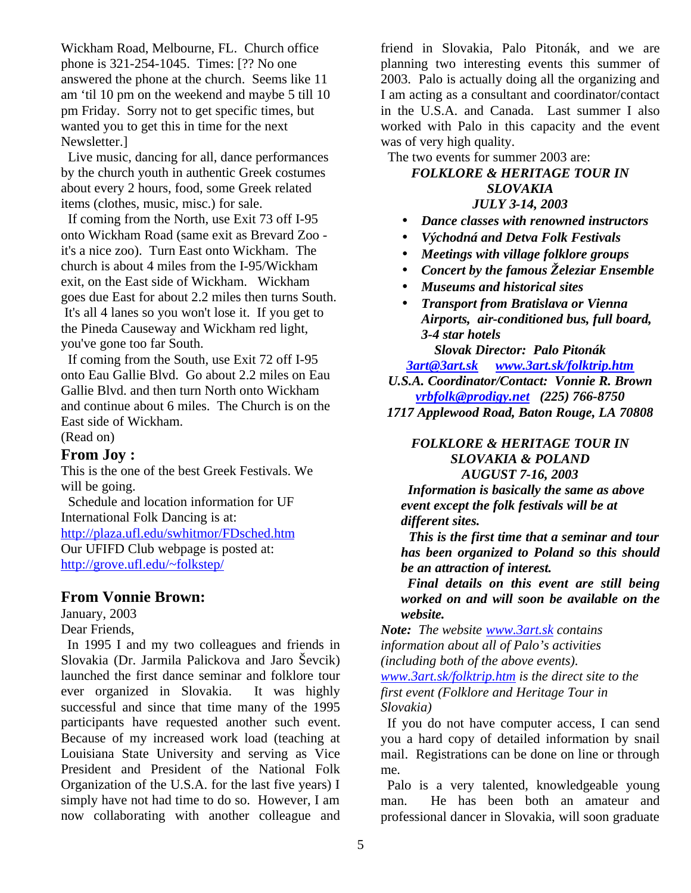Wickham Road, Melbourne, FL. Church office phone is 321-254-1045. Times: [?? No one answered the phone at the church. Seems like 11 am 'til 10 pm on the weekend and maybe 5 till 10 pm Friday. Sorry not to get specific times, but wanted you to get this in time for the next Newsletter.]

Live music, dancing for all, dance performances by the church youth in authentic Greek costumes about every 2 hours, food, some Greek related items (clothes, music, misc.) for sale.

If coming from the North, use Exit 73 off I-95 onto Wickham Road (same exit as Brevard Zoo - it's a nice zoo). Turn East onto Wickham. The church is about 4 miles from the I-95/Wickham exit, on the East side of Wickham. Wickham goes due East for about 2.2 miles then turns South. It's all 4 lanes so you won't lose it. If you get to the Pineda Causeway and Wickham red light, you've gone too far South.

If coming from the South, use Exit 72 off I-95 onto Eau Gallie Blvd. Go about 2.2 miles on Eau Gallie Blvd. and then turn North onto Wickham and continue about 6 miles. The Church is on the East side of Wickham.

(Read on)

### From Joy :

This is the one of the best Greek Festivals. We will be going.

Schedule and location information for UF International Folk Dancing is at:
http://plaza.ufl.edu/swhitmor/FDsched.htm
Our UFIFD Club webpage is posted at:
http://grove.ufl.edu/~folkstep/

### From Vonnie Brown:

January, 2003

Dear Friends,

In 1995 I and my two colleagues and friends in Slovakia (Dr. Jarmila Palickova and Jaro Ševcik) launched the first dance seminar and folklore tour ever organized in Slovakia. It was highly successful and since that time many of the 1995 participants have requested another such event. Because of my increased work load (teaching at Louisiana State University and serving as Vice President and President of the National Folk Organization of the U.S.A. for the last five years) I simply have not had time to do so. However, I am now collaborating with another colleague and friend in Slovakia, Palo Pitonák, and we are planning two interesting events this summer of 2003. Palo is actually doing all the organizing and I am acting as a consultant and coordinator/contact in the U.S.A. and Canada. Last summer I also worked with Palo in this capacity and the event was of very high quality.

The two events for summer 2003 are:

***FOLKLORE & HERITAGE TOUR IN SLOVAKIA***
***JULY 3-14, 2003***

- ***Dance classes with renowned instructors***
- ***Východná and Detva Folk Festivals***
- ***Meetings with village folklore groups***
- ***Concert by the famous Železiar Ensemble***
- ***Museums and historical sites***
- ***Transport from Bratislava or Vienna Airports, air-conditioned bus, full board, 3-4 star hotels***

***Slovak Director: Palo Pitonák***
***3art@3art.sk www.3art.sk/folktrip.htm***
***U.S.A. Coordinator/Contact: Vonnie R. Brown***
***vrbfolk@prodigy.net (225) 766-8750***
***1717 Applewood Road, Baton Rouge, LA 70808***

***FOLKLORE & HERITAGE TOUR IN SLOVAKIA & POLAND***
***AUGUST 7-16, 2003***

***Information is basically the same as above event except the folk festivals will be at different sites.***

***This is the first time that a seminar and tour has been organized to Poland so this should be an attraction of interest.***

***Final details on this event are still being worked on and will soon be available on the website.***

***Note:*** *The website www.3art.sk contains information about all of Palo's activities (including both of the above events). www.3art.sk/folktrip.htm is the direct site to the first event (Folklore and Heritage Tour in Slovakia)*

If you do not have computer access, I can send you a hard copy of detailed information by snail mail. Registrations can be done on line or through me.

Palo is a very talented, knowledgeable young man. He has been both an amateur and professional dancer in Slovakia, will soon graduate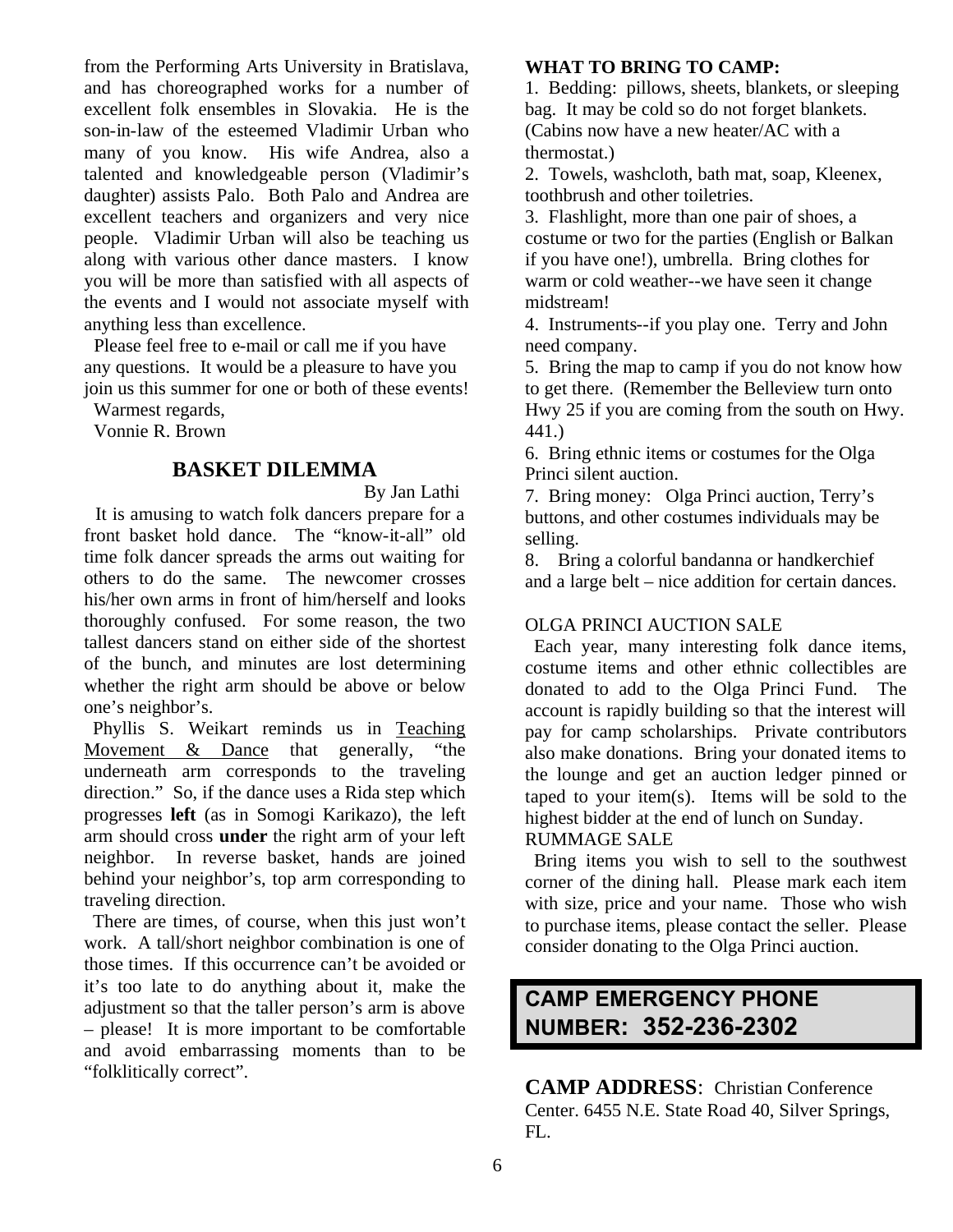from the Performing Arts University in Bratislava, and has choreographed works for a number of excellent folk ensembles in Slovakia. He is the son-in-law of the esteemed Vladimir Urban who many of you know. His wife Andrea, also a talented and knowledgeable person (Vladimir's daughter) assists Palo. Both Palo and Andrea are excellent teachers and organizers and very nice people. Vladimir Urban will also be teaching us along with various other dance masters. I know you will be more than satisfied with all aspects of the events and I would not associate myself with anything less than excellence.

Please feel free to e-mail or call me if you have any questions. It would be a pleasure to have you join us this summer for one or both of these events!

Warmest regards,

Vonnie R. Brown

## BASKET DILEMMA

By Jan Lathi

It is amusing to watch folk dancers prepare for a front basket hold dance. The "know-it-all" old time folk dancer spreads the arms out waiting for others to do the same. The newcomer crosses his/her own arms in front of him/herself and looks thoroughly confused. For some reason, the two tallest dancers stand on either side of the shortest of the bunch, and minutes are lost determining whether the right arm should be above or below one's neighbor's.

Phyllis S. Weikart reminds us in Teaching Movement & Dance that generally, "the underneath arm corresponds to the traveling direction." So, if the dance uses a Rida step which progresses **left** (as in Somogi Karikazo), the left arm should cross **under** the right arm of your left neighbor. In reverse basket, hands are joined behind your neighbor's, top arm corresponding to traveling direction.

There are times, of course, when this just won't work. A tall/short neighbor combination is one of those times. If this occurrence can't be avoided or it's too late to do anything about it, make the adjustment so that the taller person's arm is above – please! It is more important to be comfortable and avoid embarrassing moments than to be "folklitically correct".

**WHAT TO BRING TO CAMP:**

1. Bedding: pillows, sheets, blankets, or sleeping bag. It may be cold so do not forget blankets. (Cabins now have a new heater/AC with a thermostat.)
2. Towels, washcloth, bath mat, soap, Kleenex, toothbrush and other toiletries.
3. Flashlight, more than one pair of shoes, a costume or two for the parties (English or Balkan if you have one!), umbrella. Bring clothes for warm or cold weather--we have seen it change midstream!
4. Instruments--if you play one. Terry and John need company.
5. Bring the map to camp if you do not know how to get there. (Remember the Belleview turn onto Hwy 25 if you are coming from the south on Hwy. 441.)
6. Bring ethnic items or costumes for the Olga Princi silent auction.
7. Bring money: Olga Princi auction, Terry's buttons, and other costumes individuals may be selling.
8. Bring a colorful bandanna or handkerchief and a large belt – nice addition for certain dances.

OLGA PRINCI AUCTION SALE

Each year, many interesting folk dance items, costume items and other ethnic collectibles are donated to add to the Olga Princi Fund. The account is rapidly building so that the interest will pay for camp scholarships. Private contributors also make donations. Bring your donated items to the lounge and get an auction ledger pinned or taped to your item(s). Items will be sold to the highest bidder at the end of lunch on Sunday.

RUMMAGE SALE

Bring items you wish to sell to the southwest corner of the dining hall. Please mark each item with size, price and your name. Those who wish to purchase items, please contact the seller. Please consider donating to the Olga Princi auction.

**CAMP EMERGENCY PHONE NUMBER: 352-236-2302**

**CAMP ADDRESS**: Christian Conference Center. 6455 N.E. State Road 40, Silver Springs, FL.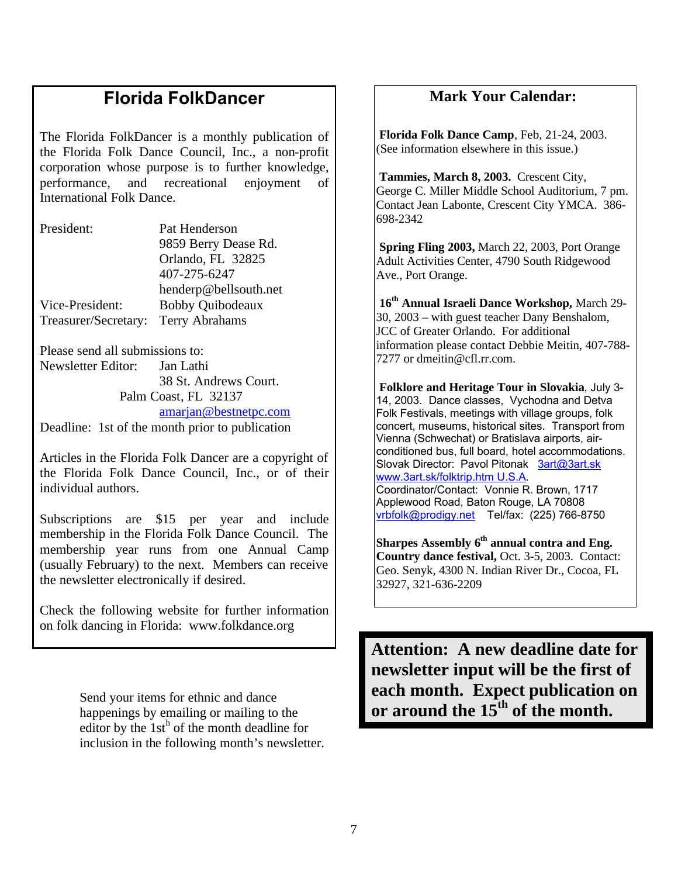## Florida FolkDancer

The Florida FolkDancer is a monthly publication of the Florida Folk Dance Council, Inc., a non-profit corporation whose purpose is to further knowledge, performance, and recreational enjoyment of International Folk Dance.

President: Pat Henderson
9859 Berry Dease Rd.
Orlando, FL 32825
407-275-6247
henderp@bellsouth.net

Vice-President: Bobby Quibodeaux

Treasurer/Secretary: Terry Abrahams

Please send all submissions to:

Newsletter Editor: Jan Lathi
38 St. Andrews Court.
Palm Coast, FL 32137
amarjan@bestnetpc.com

Deadline: 1st of the month prior to publication

Articles in the Florida Folk Dancer are a copyright of the Florida Folk Dance Council, Inc., or of their individual authors.

Subscriptions are $15 per year and include membership in the Florida Folk Dance Council. The membership year runs from one Annual Camp (usually February) to the next. Members can receive the newsletter electronically if desired.

Check the following website for further information on folk dancing in Florida: www.folkdance.org

Send your items for ethnic and dance happenings by emailing or mailing to the editor by the 1st[h] of the month deadline for inclusion in the following month's newsletter.

## Mark Your Calendar:

**Florida Folk Dance Camp**, Feb, 21-24, 2003. (See information elsewhere in this issue.)

**Tammies, March 8, 2003.** Crescent City, George C. Miller Middle School Auditorium, 7 pm. Contact Jean Labonte, Crescent City YMCA. 386-698-2342

**Spring Fling 2003,** March 22, 2003, Port Orange Adult Activities Center, 4790 South Ridgewood Ave., Port Orange.

**16th Annual Israeli Dance Workshop,** March 29-30, 2003 – with guest teacher Dany Benshalom, JCC of Greater Orlando. For additional information please contact Debbie Meitin, 407-788-7277 or dmeitin@cfl.rr.com.

**Folklore and Heritage Tour in Slovakia**, July 3-14, 2003. Dance classes, Vychodna and Detva Folk Festivals, meetings with village groups, folk concert, museums, historical sites. Transport from Vienna (Schwechat) or Bratislava airports, air-conditioned bus, full board, hotel accommodations. Slovak Director: Pavol Pitonak 3art@3art.sk www.3art.sk/folktrip.htm U.S.A. Coordinator/Contact: Vonnie R. Brown, 1717 Applewood Road, Baton Rouge, LA 70808 vrbfolk@prodigy.net Tel/fax: (225) 766-8750

**Sharpes Assembly 6th annual contra and Eng. Country dance festival,** Oct. 3-5, 2003. Contact: Geo. Senyk, 4300 N. Indian River Dr., Cocoa, FL 32927, 321-636-2209

**Attention: A new deadline date for newsletter input will be the first of each month. Expect publication on or around the 15th of the month.**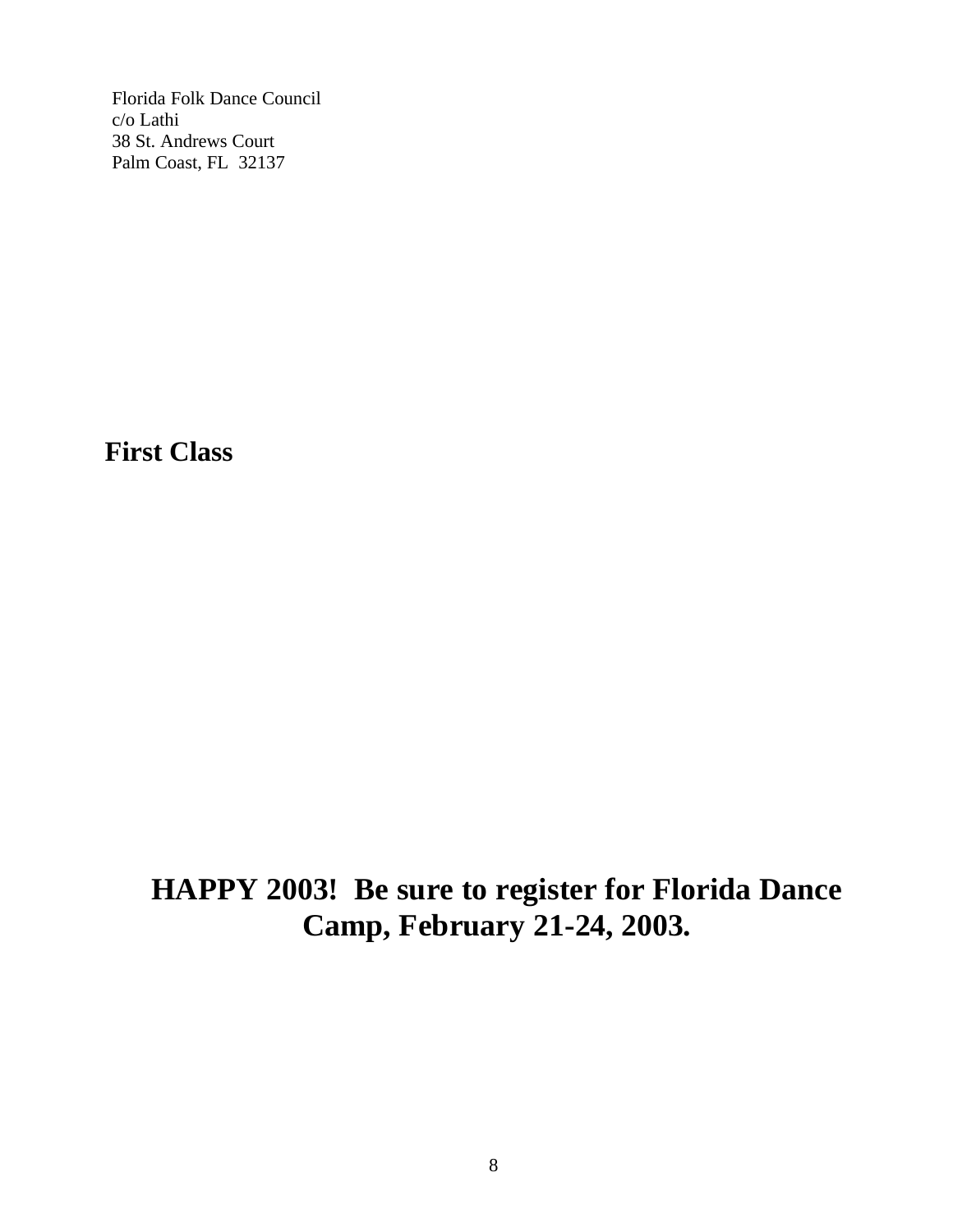Florida Folk Dance Council
c/o Lathi
38 St. Andrews Court
Palm Coast, FL  32137

**First Class**

**HAPPY 2003!  Be sure to register for Florida Dance Camp, February 21-24, 2003.**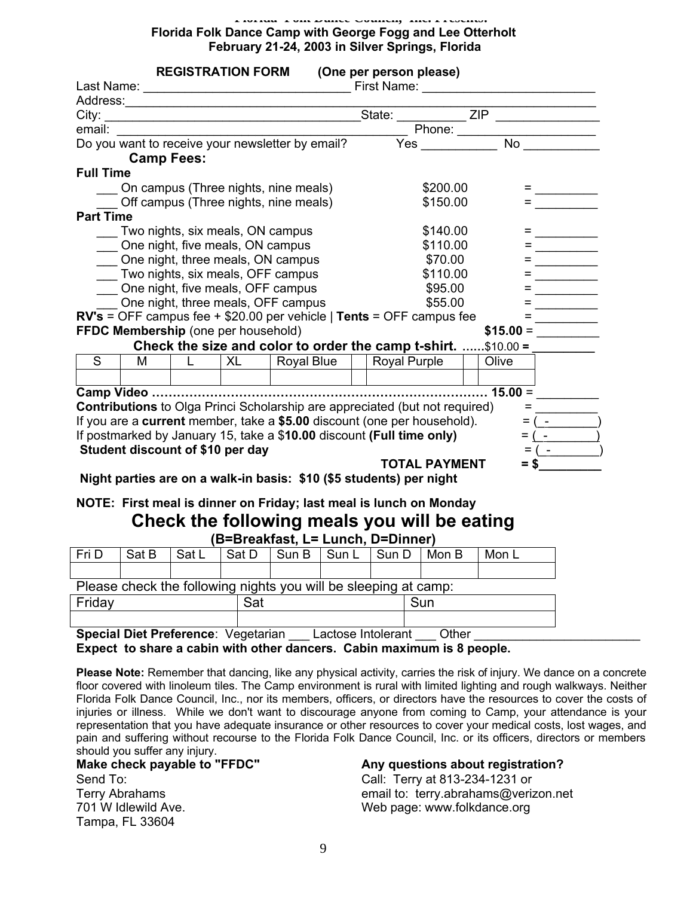Florida Folk Dance Council, Inc. Presents:

**Florida Folk Dance Camp with George Fogg and Lee Otterholt**
**February 21-24, 2003 in Silver Springs, Florida**

## REGISTRATION FORM (One per person please)

Last Name: ____________________________ First Name: _________________________

Address: ________________________________________________________________

City: ___________________________________ State: __________ ZIP _______________

email: __________________________________________ Phone: ____________________

Do you want to receive your newsletter by email? Yes ___________ No ___________

### Camp Fees:

**Full Time**

___ On campus (Three nights, nine meals) $200.00 = _________

___ Off campus (Three nights, nine meals) $150.00 = _________

**Part Time**

___ Two nights, six meals, ON campus $140.00 = _________

___ One night, five meals, ON campus $110.00 = _________

___ One night, three meals, ON campus $70.00 = _________

___ Two nights, six meals, OFF campus $110.00 = _________

___ One night, five meals, OFF campus $95.00 = _________

___ One night, three meals, OFF campus $55.00 = _________

**RV's** = OFF campus fee + $20.00 per vehicle | **Tents** = OFF campus fee = _________

**FFDC Membership** (one per household) **$15.00** = _________

**Check the size and color to order the camp t-shirt.** ......$10.00 **=** _________

| S | M | L | XL | Royal Blue | | Royal Purple | | Olive |
|---|---|---|---|---|---|---|---|---|
| | | | | | | | | |

**Camp Video ……………………………………………………………………… 15.00** = _________

**Contributions** to Olga Princi Scholarship are appreciated (but not required) = _________

If you are a **current** member, take a **$5.00** discount (one per household). = ( - )

If postmarked by January 15, take a $**10.00** discount **(Full time only)** = ( - )

**Student discount of $10 per day** = ( - )

**TOTAL PAYMENT = $**_________

**Night parties are on a walk-in basis: $10 ($5 students) per night**

**NOTE: First meal is dinner on Friday; last meal is lunch on Monday**

## Check the following meals you will be eating

**(B=Breakfast, L= Lunch, D=Dinner)**

| Fri D | Sat B | Sat L | Sat D | Sun B | Sun L | Sun D | Mon B | Mon L |
|---|---|---|---|---|---|---|---|---|
| | | | | | | | | |

Please check the following nights you will be sleeping at camp:

| Friday | Sat | Sun |
|---|---|---|
| | | |

**Special Diet Preference**: Vegetarian ___ Lactose Intolerant ___ Other _______________________

**Expect to share a cabin with other dancers. Cabin maximum is 8 people.**

**Please Note:** Remember that dancing, like any physical activity, carries the risk of injury. We dance on a concrete floor covered with linoleum tiles. The Camp environment is rural with limited lighting and rough walkways. Neither Florida Folk Dance Council, Inc., nor its members, officers, or directors have the resources to cover the costs of injuries or illness. While we don't want to discourage anyone from coming to Camp, your attendance is your representation that you have adequate insurance or other resources to cover your medical costs, lost wages, and pain and suffering without recourse to the Florida Folk Dance Council, Inc. or its officers, directors or members should you suffer any injury.

**Make check payable to "FFDC"**

Send To:
Terry Abrahams
701 W Idlewild Ave.
Tampa, FL 33604

**Any questions about registration?**

Call: Terry at 813-234-1231 or
email to: terry.abrahams@verizon.net
Web page: www.folkdance.org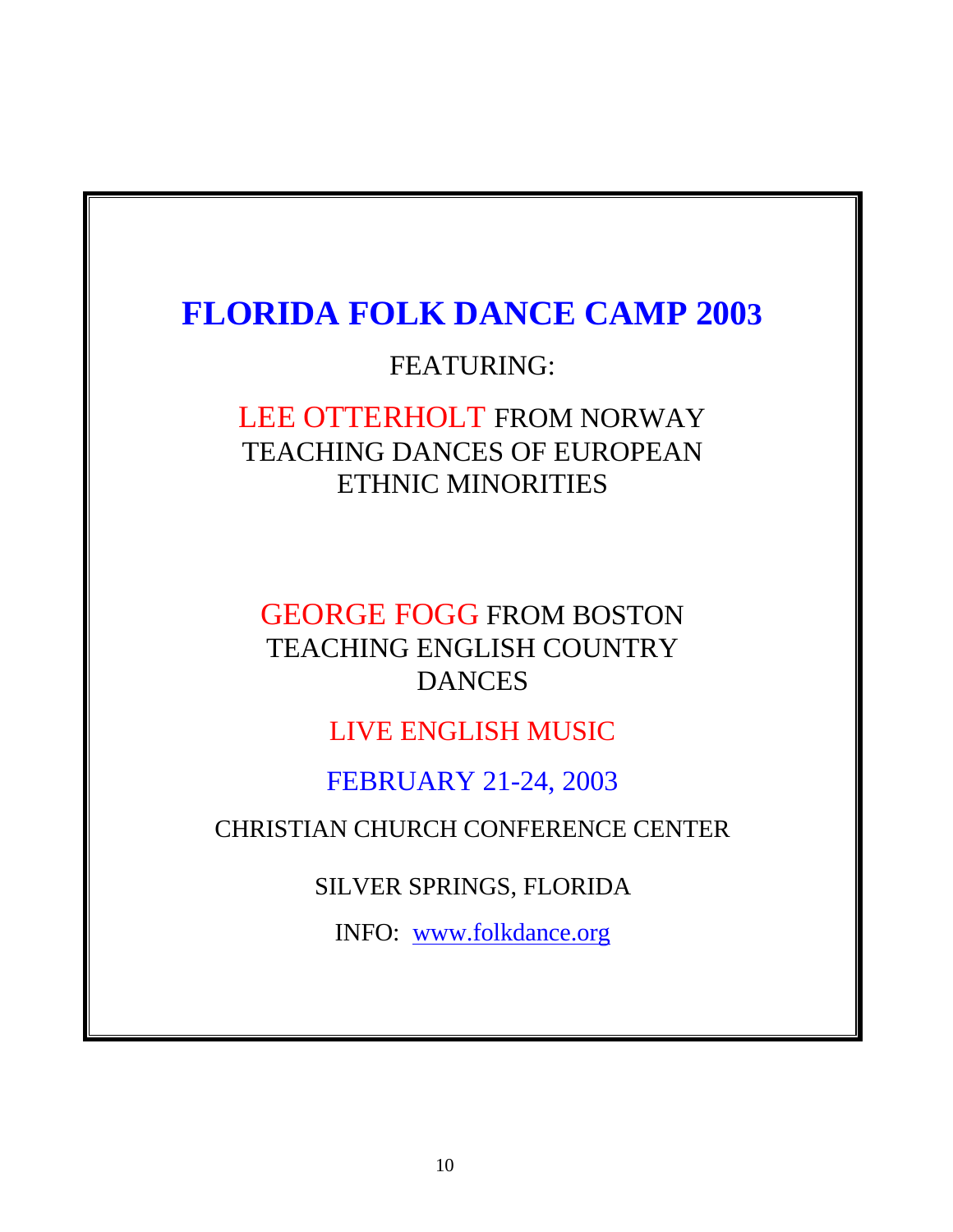# FLORIDA FOLK DANCE CAMP 2003

FEATURING:

LEE OTTERHOLT FROM NORWAY
TEACHING DANCES OF EUROPEAN
ETHNIC MINORITIES

GEORGE FOGG FROM BOSTON
TEACHING ENGLISH COUNTRY
DANCES

LIVE ENGLISH MUSIC

FEBRUARY 21-24, 2003

CHRISTIAN CHURCH CONFERENCE CENTER

SILVER SPRINGS, FLORIDA

INFO: www.folkdance.org